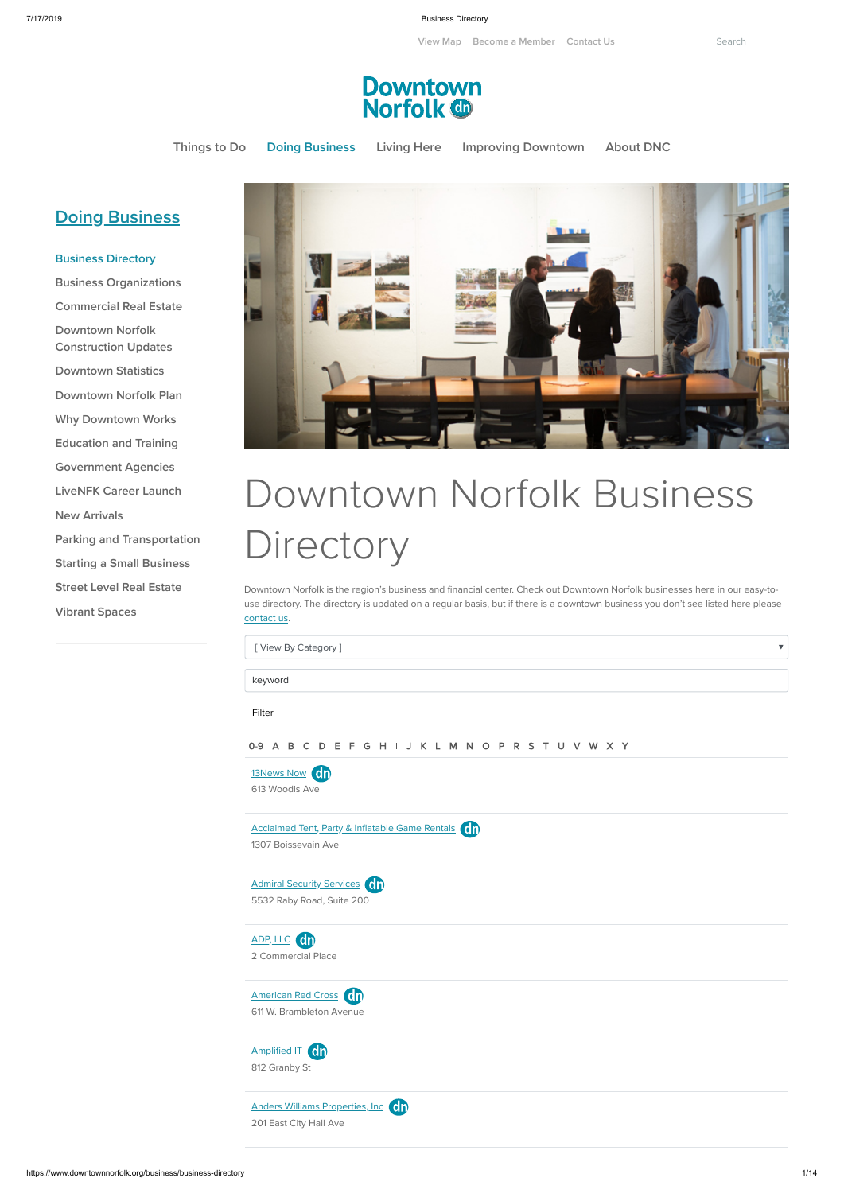View Map Become a Member Contact Us Search

Downtown Norfolk

Things to Do | Doing Business | Living Here | Improving Downtown | About DNC

## Doing Business

- Business Directory
- Business Organizations
- Commercial Real Estate
- Downtown Norfolk Construction Updates
- Downtown Statistics
- Downtown Norfolk Plan
- Why Downtown Works
- Education and Training
- Government Agencies
- LiveNFK Career Launch
- New Arrivals
- Parking and Transportation
- Starting a Small Business
- Street Level Real Estate
- Vibrant Spaces

# Downtown Norfolk Business Directory

Downtown Norfolk is the region's business and financial center. Check out Downtown Norfolk businesses here in our easy-to-use directory. The directory is updated on a regular basis, but if there is a downtown business you don't see listed here please contact us.

[ View By Category ]

keyword

Filter

0-9 A B C D E F G H I J K L M N O P R S T U V W X Y

13News Now
613 Woodis Ave

Acclaimed Tent, Party & Inflatable Game Rentals
1307 Boissevain Ave

Admiral Security Services
5532 Raby Road, Suite 200

ADP, LLC
2 Commercial Place

American Red Cross
611 W. Brambleton Avenue

Amplified IT
812 Granby St

Anders Williams Properties, Inc
201 East City Hall Ave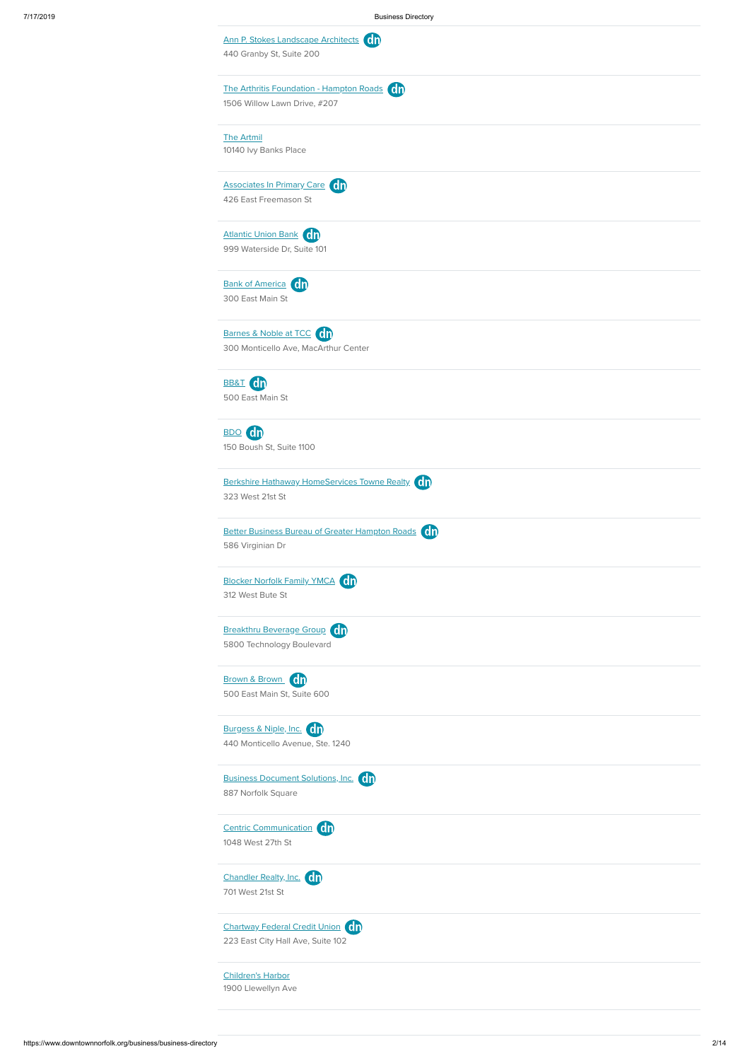[Ann P. Stokes Landscape Architects](#) dn
440 Granby St, Suite 200

[The Arthritis Foundation - Hampton Roads](#) dn
1506 Willow Lawn Drive, #207

[The Artmil](#)
10140 Ivy Banks Place

[Associates In Primary Care](#) dn
426 East Freemason St

[Atlantic Union Bank](#) dn
999 Waterside Dr, Suite 101

[Bank of America](#) dn
300 East Main St

[Barnes & Noble at TCC](#) dn
300 Monticello Ave, MacArthur Center

[BB&T](#) dn
500 East Main St

[BDO](#) dn
150 Boush St, Suite 1100

[Berkshire Hathaway HomeServices Towne Realty](#) dn
323 West 21st St

[Better Business Bureau of Greater Hampton Roads](#) dn
586 Virginian Dr

[Blocker Norfolk Family YMCA](#) dn
312 West Bute St

[Breakthru Beverage Group](#) dn
5800 Technology Boulevard

[Brown & Brown](#) dn
500 East Main St, Suite 600

[Burgess & Niple, Inc.](#) dn
440 Monticello Avenue, Ste. 1240

[Business Document Solutions, Inc.](#) dn
887 Norfolk Square

[Centric Communication](#) dn
1048 West 27th St

[Chandler Realty, Inc.](#) dn
701 West 21st St

[Chartway Federal Credit Union](#) dn
223 East City Hall Ave, Suite 102

[Children's Harbor](#)
1900 Llewellyn Ave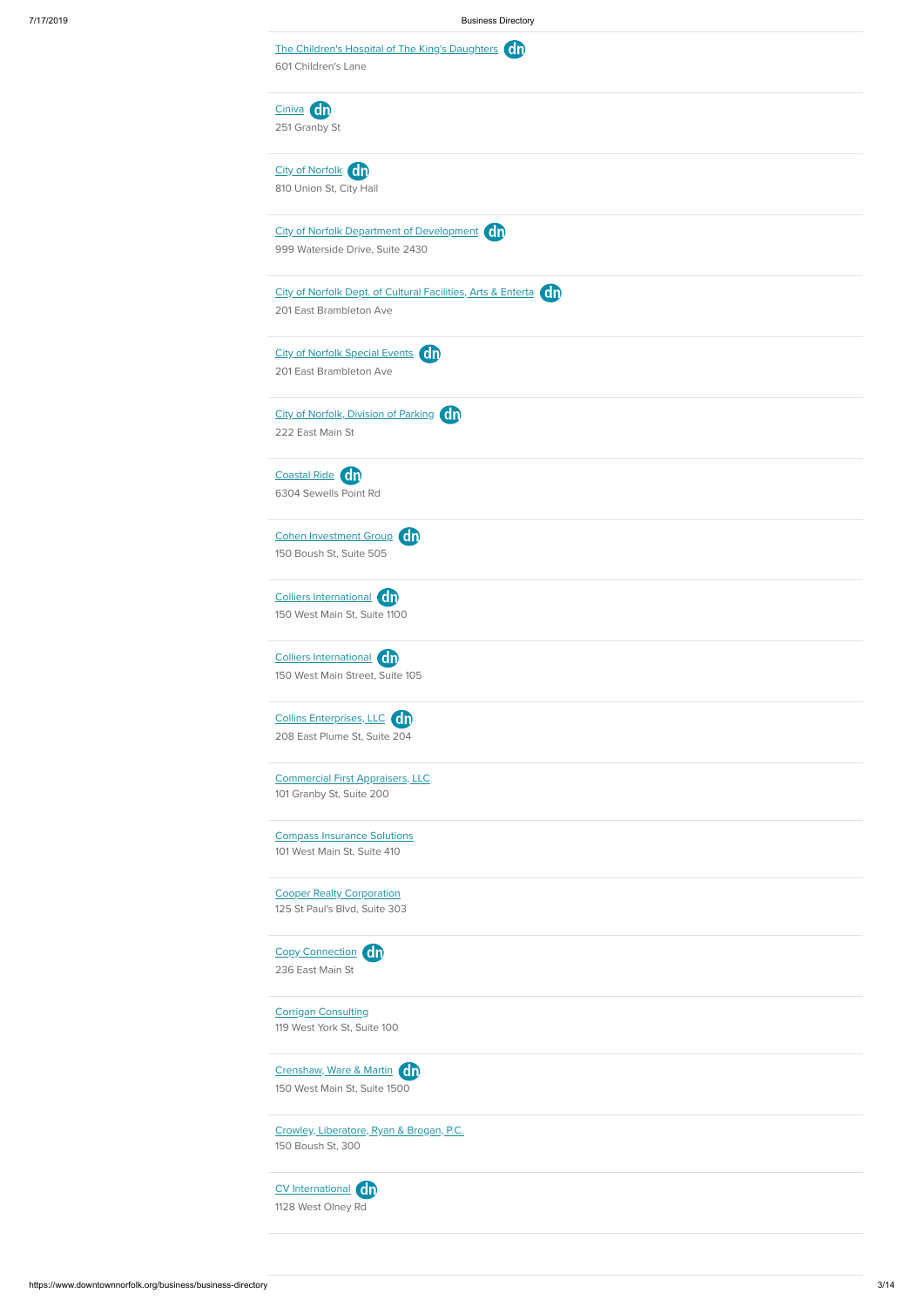The Children's Hospital of The King's Daughters dn
601 Children's Lane

Ciniva dn
251 Granby St

City of Norfolk dn
810 Union St, City Hall

City of Norfolk Department of Development dn
999 Waterside Drive, Suite 2430

City of Norfolk Dept. of Cultural Facilities, Arts & Enterta dn
201 East Brambleton Ave

City of Norfolk Special Events dn
201 East Brambleton Ave

City of Norfolk, Division of Parking dn
222 East Main St

Coastal Ride dn
6304 Sewells Point Rd

Cohen Investment Group dn
150 Boush St, Suite 505

Colliers International dn
150 West Main St, Suite 1100

Colliers International dn
150 West Main Street, Suite 105

Collins Enterprises, LLC dn
208 East Plume St, Suite 204

Commercial First Appraisers, LLC
101 Granby St, Suite 200

Compass Insurance Solutions
101 West Main St, Suite 410

Cooper Realty Corporation
125 St Paul's Blvd, Suite 303

Copy Connection dn
236 East Main St

Corrigan Consulting
119 West York St, Suite 100

Crenshaw, Ware & Martin dn
150 West Main St, Suite 1500

Crowley, Liberatore, Ryan & Brogan, P.C.
150 Boush St, 300

CV International dn
1128 West Olney Rd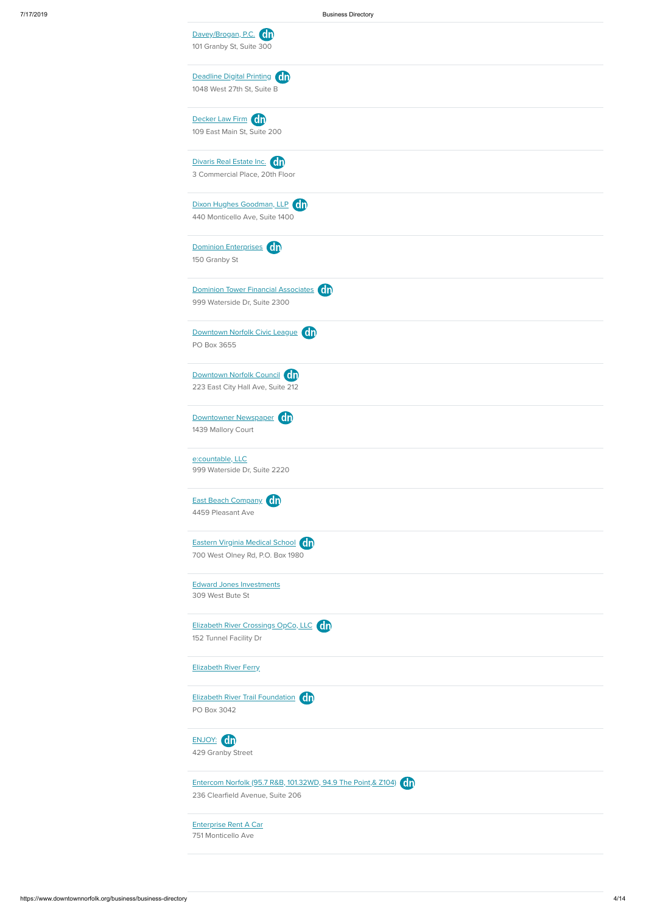Davey/Brogan, P.C. dn
101 Granby St, Suite 300

---

Deadline Digital Printing dn
1048 West 27th St, Suite B

---

Decker Law Firm dn
109 East Main St, Suite 200

---

Divaris Real Estate Inc. dn
3 Commercial Place, 20th Floor

---

Dixon Hughes Goodman, LLP dn
440 Monticello Ave, Suite 1400

---

Dominion Enterprises dn
150 Granby St

---

Dominion Tower Financial Associates dn
999 Waterside Dr, Suite 2300

---

Downtown Norfolk Civic League dn
PO Box 3655

---

Downtown Norfolk Council dn
223 East City Hall Ave, Suite 212

---

Downtowner Newspaper dn
1439 Mallory Court

---

e:countable, LLC
999 Waterside Dr, Suite 2220

---

East Beach Company dn
4459 Pleasant Ave

---

Eastern Virginia Medical School dn
700 West Olney Rd, P.O. Box 1980

---

Edward Jones Investments
309 West Bute St

---

Elizabeth River Crossings OpCo, LLC dn
152 Tunnel Facility Dr

---

Elizabeth River Ferry

---

Elizabeth River Trail Foundation dn
PO Box 3042

---

ENJOY: dn
429 Granby Street

---

Entercom Norfolk (95.7 R&B, 101.32WD, 94.9 The Point,& Z104) dn
236 Clearfield Avenue, Suite 206

---

Enterprise Rent A Car
751 Monticello Ave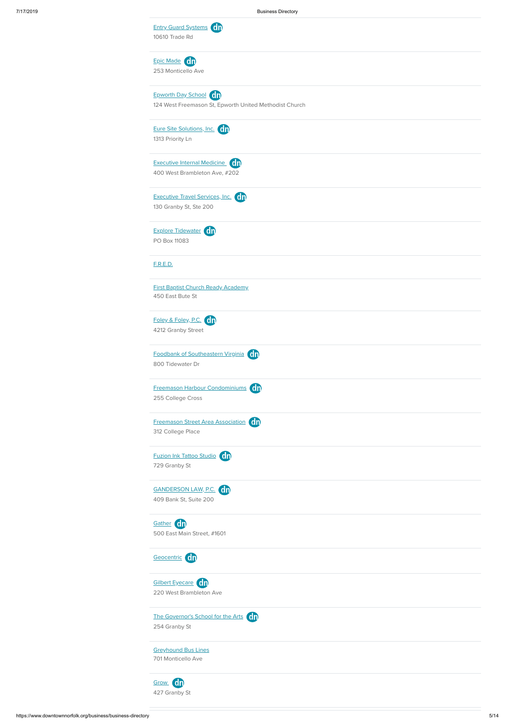Entry Guard Systems
10610 Trade Rd

Epic Made
253 Monticello Ave

Epworth Day School
124 West Freemason St, Epworth United Methodist Church

Eure Site Solutions, Inc.
1313 Priority Ln

Executive Internal Medicine
400 West Brambleton Ave, #202

Executive Travel Services, Inc.
130 Granby St, Ste 200

Explore Tidewater
PO Box 11083

F.R.E.D.

First Baptist Church Ready Academy
450 East Bute St

Foley & Foley, P.C.
4212 Granby Street

Foodbank of Southeastern Virginia
800 Tidewater Dr

Freemason Harbour Condominiums
255 College Cross

Freemason Street Area Association
312 College Place

Fuzion Ink Tattoo Studio
729 Granby St

GANDERSON LAW, P.C.
409 Bank St, Suite 200

Gather
500 East Main Street, #1601

Geocentric

Gilbert Eyecare
220 West Brambleton Ave

The Governor's School for the Arts
254 Granby St

Greyhound Bus Lines
701 Monticello Ave

Grow
427 Granby St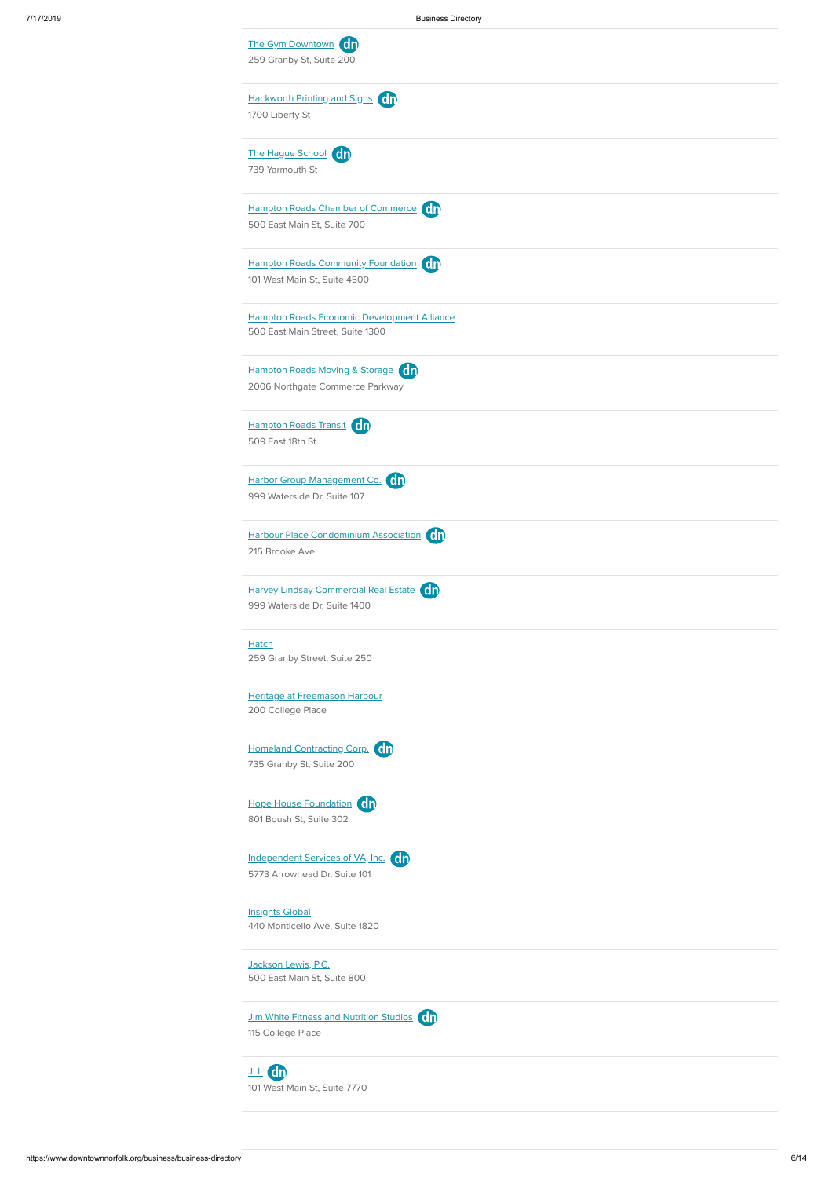The Gym Downtown
259 Granby St, Suite 200

Hackworth Printing and Signs
1700 Liberty St

The Hague School
739 Yarmouth St

Hampton Roads Chamber of Commerce
500 East Main St, Suite 700

Hampton Roads Community Foundation
101 West Main St, Suite 4500

Hampton Roads Economic Development Alliance
500 East Main Street, Suite 1300

Hampton Roads Moving & Storage
2006 Northgate Commerce Parkway

Hampton Roads Transit
509 East 18th St

Harbor Group Management Co.
999 Waterside Dr, Suite 107

Harbour Place Condominium Association
215 Brooke Ave

Harvey Lindsay Commercial Real Estate
999 Waterside Dr, Suite 1400

Hatch
259 Granby Street, Suite 250

Heritage at Freemason Harbour
200 College Place

Homeland Contracting Corp.
735 Granby St, Suite 200

Hope House Foundation
801 Boush St, Suite 302

Independent Services of VA, Inc.
5773 Arrowhead Dr, Suite 101

Insights Global
440 Monticello Ave, Suite 1820

Jackson Lewis, P.C.
500 East Main St, Suite 800

Jim White Fitness and Nutrition Studios
115 College Place

JLL
101 West Main St, Suite 7770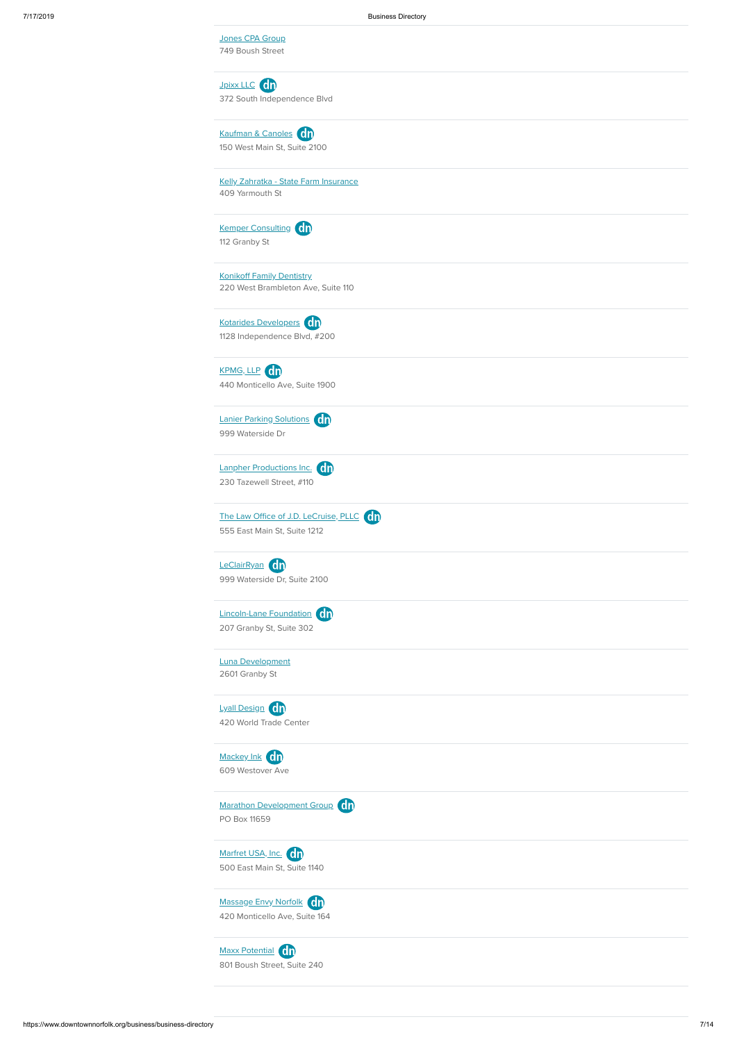Jones CPA Group
749 Boush Street

Jpixx LLC
372 South Independence Blvd

Kaufman & Canoles
150 West Main St, Suite 2100

Kelly Zahratka - State Farm Insurance
409 Yarmouth St

Kemper Consulting
112 Granby St

Konikoff Family Dentistry
220 West Brambleton Ave, Suite 110

Kotarides Developers
1128 Independence Blvd, #200

KPMG, LLP
440 Monticello Ave, Suite 1900

Lanier Parking Solutions
999 Waterside Dr

Lanpher Productions Inc.
230 Tazewell Street, #110

The Law Office of J.D. LeCruise, PLLC
555 East Main St, Suite 1212

LeClairRyan
999 Waterside Dr, Suite 2100

Lincoln-Lane Foundation
207 Granby St, Suite 302

Luna Development
2601 Granby St

Lyall Design
420 World Trade Center

Mackey Ink
609 Westover Ave

Marathon Development Group
PO Box 11659

Marfret USA, Inc.
500 East Main St, Suite 1140

Massage Envy Norfolk
420 Monticello Ave, Suite 164

Maxx Potential
801 Boush Street, Suite 240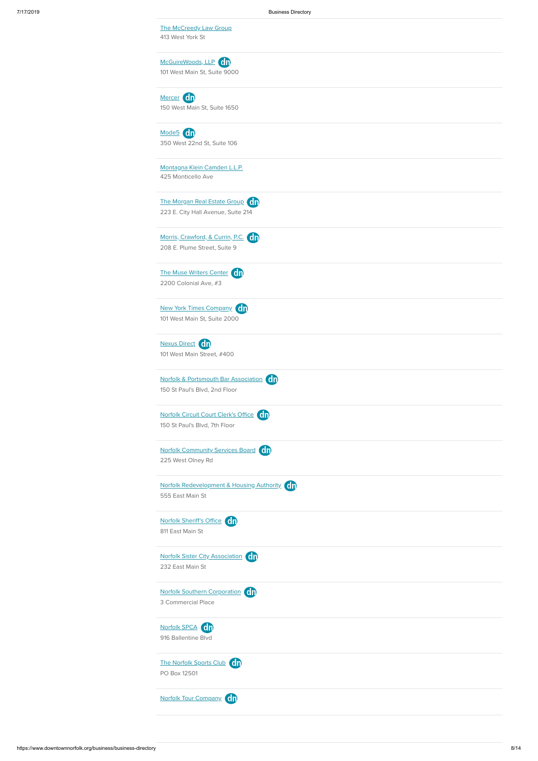The McCreedy Law Group
413 West York St

McGuireWoods, LLP
101 West Main St, Suite 9000

Mercer
150 West Main St, Suite 1650

Mode5
350 West 22nd St, Suite 106

Montagna Klein Camden L.L.P.
425 Monticello Ave

The Morgan Real Estate Group
223 E. City Hall Avenue, Suite 214

Morris, Crawford, & Currin, P.C.
208 E. Plume Street, Suite 9

The Muse Writers Center
2200 Colonial Ave, #3

New York Times Company
101 West Main St, Suite 2000

Nexus Direct
101 West Main Street, #400

Norfolk & Portsmouth Bar Association
150 St Paul's Blvd, 2nd Floor

Norfolk Circuit Court Clerk's Office
150 St Paul's Blvd, 7th Floor

Norfolk Community Services Board
225 West Olney Rd

Norfolk Redevelopment & Housing Authority
555 East Main St

Norfolk Sheriff's Office
811 East Main St

Norfolk Sister City Association
232 East Main St

Norfolk Southern Corporation
3 Commercial Place

Norfolk SPCA
916 Ballentine Blvd

The Norfolk Sports Club
PO Box 12501

Norfolk Tour Company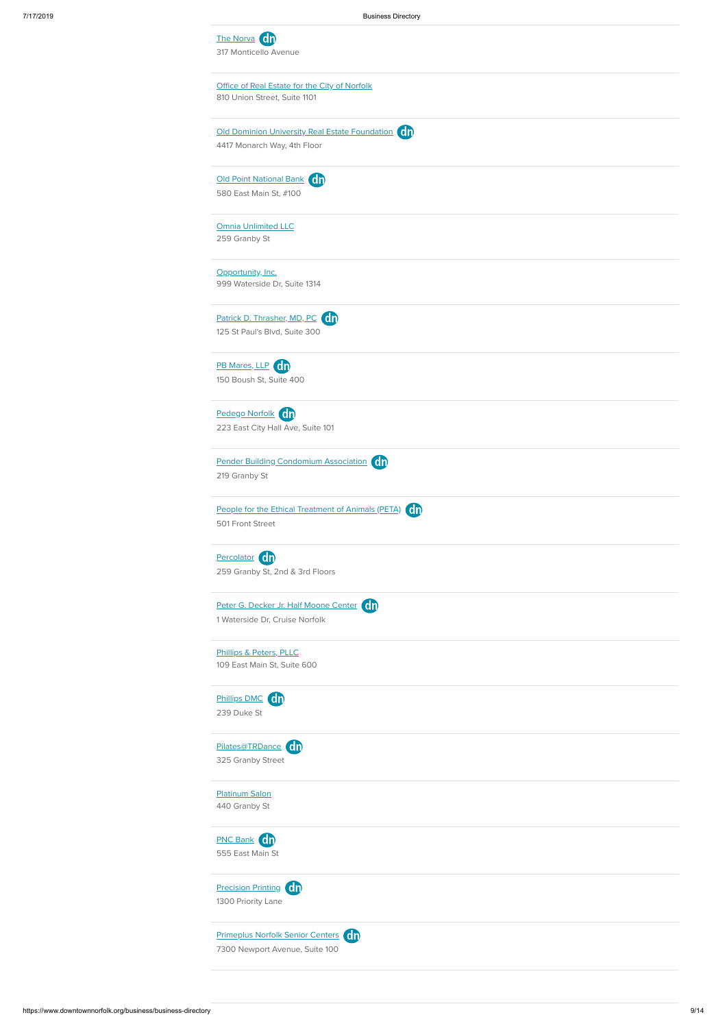The Norva
317 Monticello Avenue

Office of Real Estate for the City of Norfolk
810 Union Street, Suite 1101

Old Dominion University Real Estate Foundation
4417 Monarch Way, 4th Floor

Old Point National Bank
580 East Main St, #100

Omnia Unlimited LLC
259 Granby St

Opportunity, Inc.
999 Waterside Dr, Suite 1314

Patrick D. Thrasher, MD, PC
125 St Paul's Blvd, Suite 300

PB Mares, LLP
150 Boush St, Suite 400

Pedego Norfolk
223 East City Hall Ave, Suite 101

Pender Building Condomium Association
219 Granby St

People for the Ethical Treatment of Animals (PETA)
501 Front Street

Percolator
259 Granby St, 2nd & 3rd Floors

Peter G. Decker Jr. Half Moone Center
1 Waterside Dr, Cruise Norfolk

Phillips & Peters, PLLC
109 East Main St, Suite 600

Phillips DMC
239 Duke St

Pilates@TRDance
325 Granby Street

Platinum Salon
440 Granby St

PNC Bank
555 East Main St

Precision Printing
1300 Priority Lane

Primeplus Norfolk Senior Centers
7300 Newport Avenue, Suite 100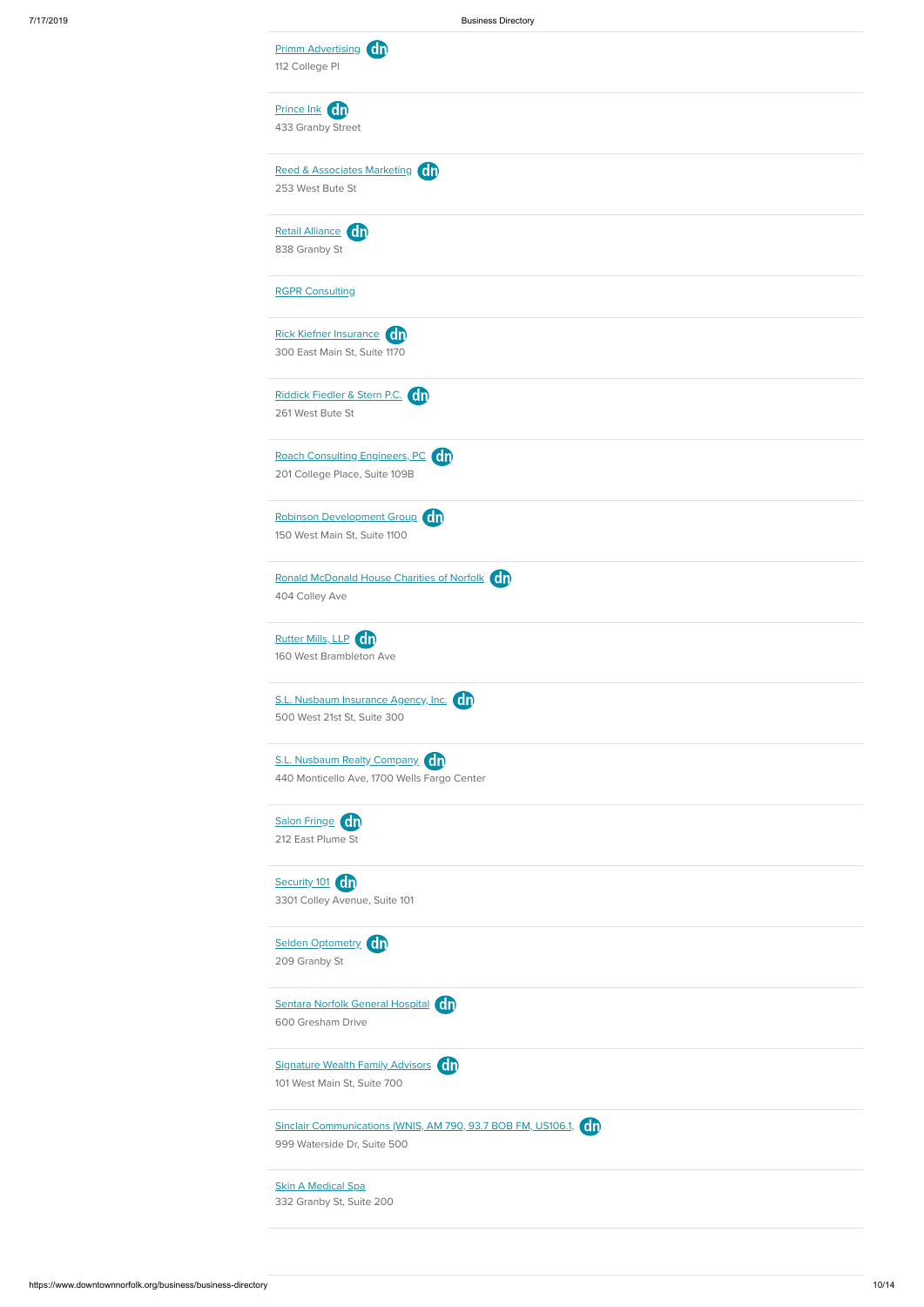Primm Advertising
112 College Pl

Prince Ink
433 Granby Street

Reed & Associates Marketing
253 West Bute St

Retail Alliance
838 Granby St

RGPR Consulting

Rick Kiefner Insurance
300 East Main St, Suite 1170

Riddick Fiedler & Stern P.C.
261 West Bute St

Roach Consulting Engineers, PC
201 College Place, Suite 109B

Robinson Development Group
150 West Main St, Suite 1100

Ronald McDonald House Charities of Norfolk
404 Colley Ave

Rutter Mills, LLP
160 West Brambleton Ave

S.L. Nusbaum Insurance Agency, Inc.
500 West 21st St, Suite 300

S.L. Nusbaum Realty Company
440 Monticello Ave, 1700 Wells Fargo Center

Salon Fringe
212 East Plume St

Security 101
3301 Colley Avenue, Suite 101

Selden Optometry
209 Granby St

Sentara Norfolk General Hospital
600 Gresham Drive

Signature Wealth Family Advisors
101 West Main St, Suite 700

Sinclair Communications (WNIS, AM 790, 93.7 BOB FM, US106.1,
999 Waterside Dr, Suite 500

Skin A Medical Spa
332 Granby St, Suite 200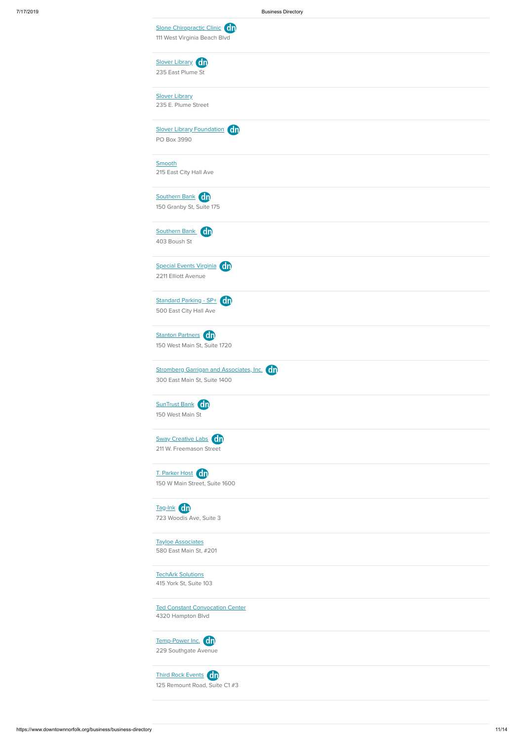[Slone Chiropractic Clinic](#)
111 West Virginia Beach Blvd

---

[Slover Library](#)
235 East Plume St

---

[Slover Library](#)
235 E. Plume Street

---

[Slover Library Foundation](#)
PO Box 3990

---

[Smooth](#)
215 East City Hall Ave

---

[Southern Bank](#)
150 Granby St, Suite 175

---

[Southern Bank](#)
403 Boush St

---

[Special Events Virginia](#)
2211 Elliott Avenue

---

[Standard Parking - SP+](#)
500 East City Hall Ave

---

[Stanton Partners](#)
150 West Main St, Suite 1720

---

[Stromberg Garrigan and Associates, Inc.](#)
300 East Main St, Suite 1400

---

[SunTrust Bank](#)
150 West Main St

---

[Sway Creative Labs](#)
211 W. Freemason Street

---

[T. Parker Host](#)
150 W Main Street, Suite 1600

---

[Tag-Ink](#)
723 Woodis Ave, Suite 3

---

[Tayloe Associates](#)
580 East Main St, #201

---

[TechArk Solutions](#)
415 York St, Suite 103

---

[Ted Constant Convocation Center](#)
4320 Hampton Blvd

---

[Temp-Power Inc.](#)
229 Southgate Avenue

---

[Third Rock Events](#)
125 Remount Road, Suite C1 #3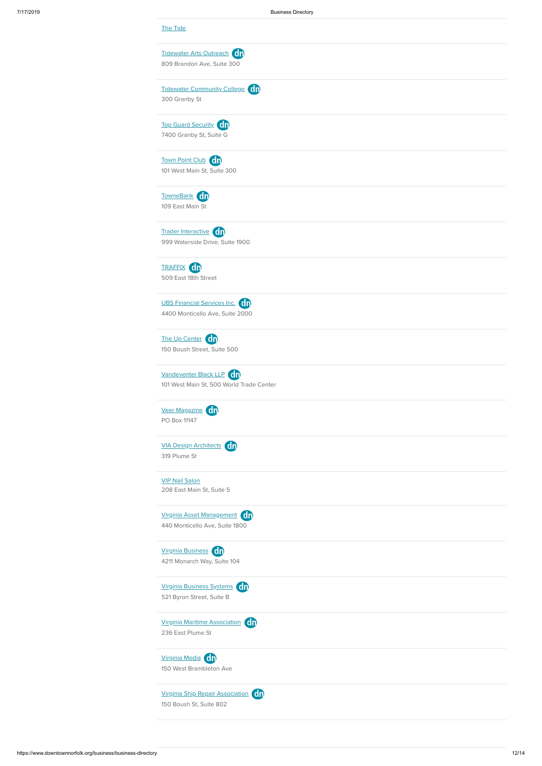The Tide

Tidewater Arts Outreach
809 Brandon Ave, Suite 300

Tidewater Community College
300 Granby St

Top Guard Security
7400 Granby St, Suite G

Town Point Club
101 West Main St, Suite 300

TowneBank
109 East Main St

Trader Interactive
999 Waterside Drive, Suite 1900

TRAFFIX
509 East 18th Street

UBS Financial Services Inc.
4400 Monticello Ave, Suite 2000

The Up Center
150 Boush Street, Suite 500

Vandeventer Black LLP
101 West Main St, 500 World Trade Center

Veer Magazine
PO Box 11147

VIA Design Architects
319 Plume St

VIP Nail Salon
208 East Main St, Suite 5

Virginia Asset Management
440 Monticello Ave, Suite 1800

Virginia Business
4211 Monarch Way, Suite 104

Virginia Business Systems
521 Byron Street, Suite B

Virginia Maritime Association
236 East Plume St

Virginia Media
150 West Brambleton Ave

Virginia Ship Repair Association
150 Boush St, Suite 802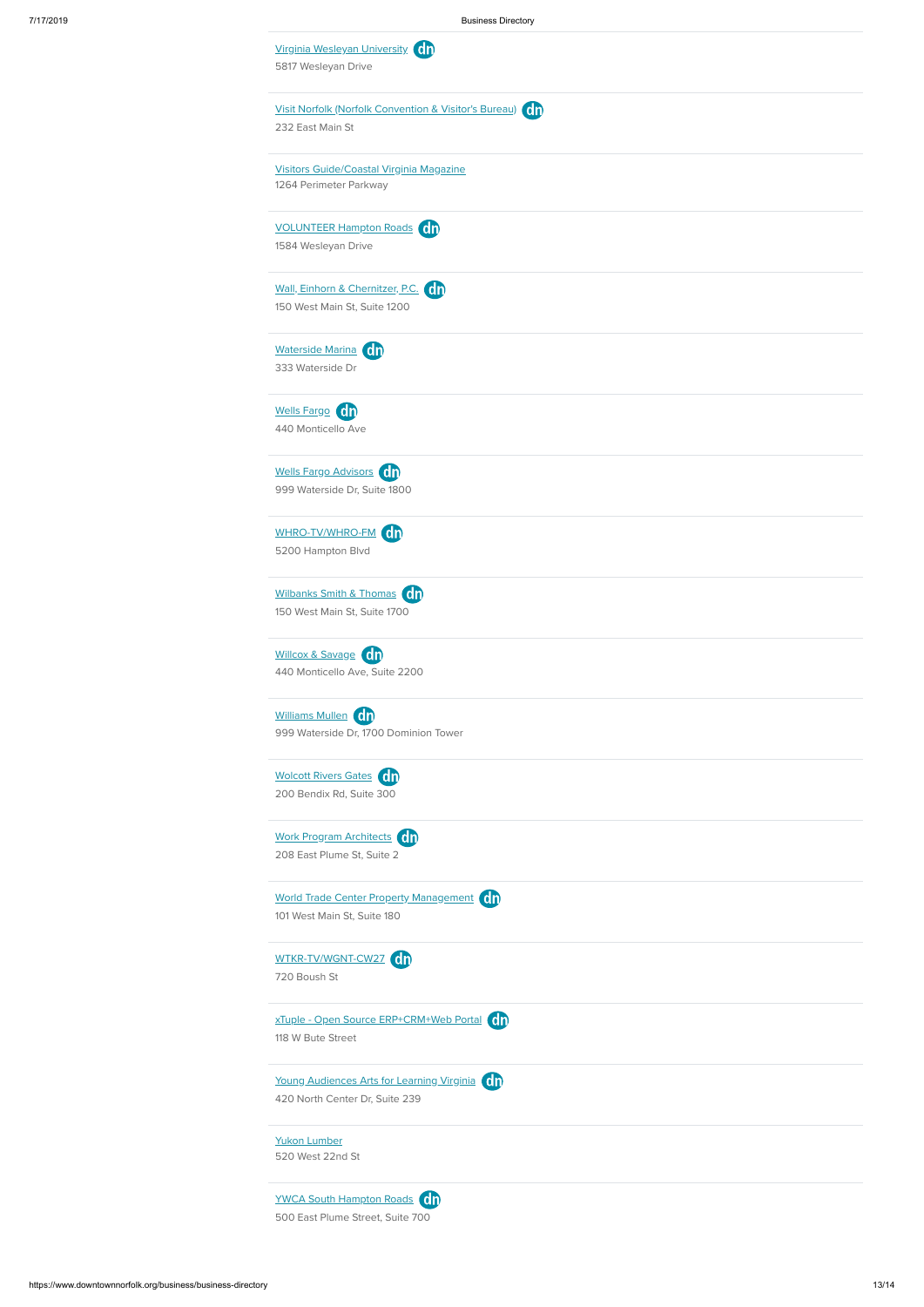Virginia Wesleyan University
5817 Wesleyan Drive

Visit Norfolk (Norfolk Convention & Visitor's Bureau)
232 East Main St

Visitors Guide/Coastal Virginia Magazine
1264 Perimeter Parkway

VOLUNTEER Hampton Roads
1584 Wesleyan Drive

Wall, Einhorn & Chernitzer, P.C.
150 West Main St, Suite 1200

Waterside Marina
333 Waterside Dr

Wells Fargo
440 Monticello Ave

Wells Fargo Advisors
999 Waterside Dr, Suite 1800

WHRO-TV/WHRO-FM
5200 Hampton Blvd

Wilbanks Smith & Thomas
150 West Main St, Suite 1700

Willcox & Savage
440 Monticello Ave, Suite 2200

Williams Mullen
999 Waterside Dr, 1700 Dominion Tower

Wolcott Rivers Gates
200 Bendix Rd, Suite 300

Work Program Architects
208 East Plume St, Suite 2

World Trade Center Property Management
101 West Main St, Suite 180

WTKR-TV/WGNT-CW27
720 Boush St

xTuple - Open Source ERP+CRM+Web Portal
118 W Bute Street

Young Audiences Arts for Learning Virginia
420 North Center Dr, Suite 239

Yukon Lumber
520 West 22nd St

YWCA South Hampton Roads
500 East Plume Street, Suite 700